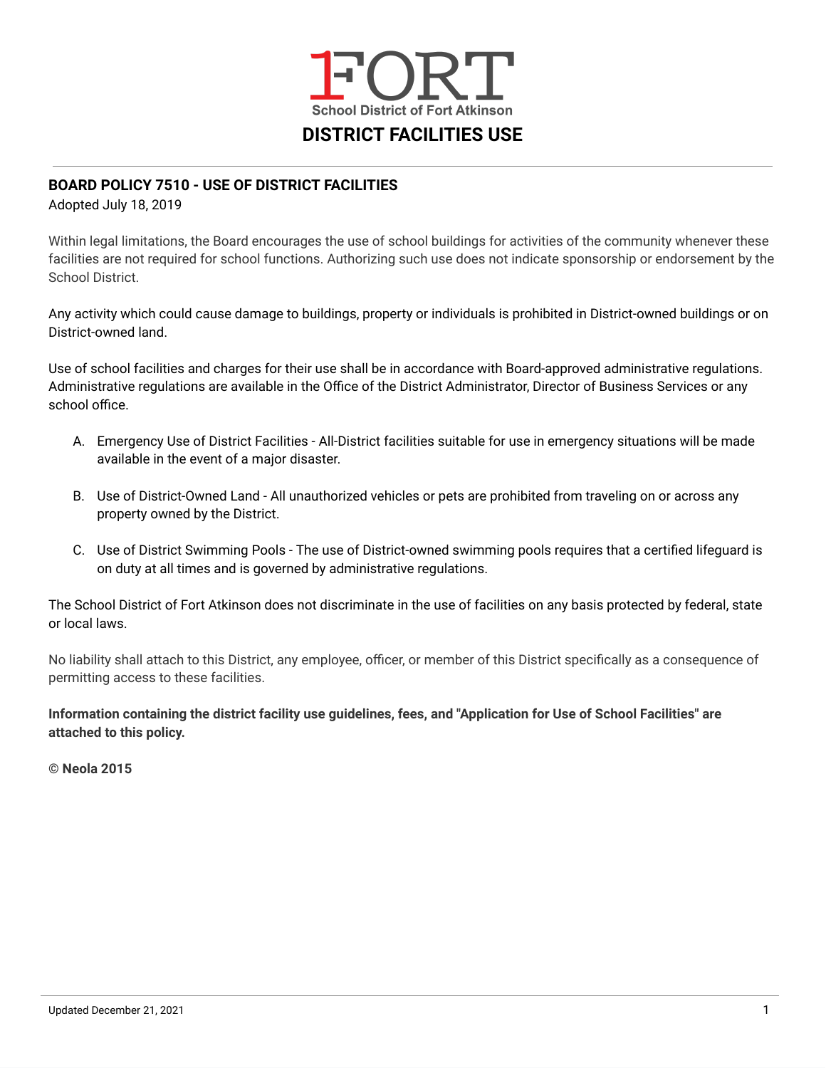# DISTRICT FACILITIES USE

School District of Fort Atkinson

**BOARD POLICY 7510 - USE OF DISTRICT FACILITIES**
Adopted July 18, 2019

Within legal limitations, the Board encourages the use of school buildings for activities of the community whenever these facilities are not required for school functions. Authorizing such use does not indicate sponsorship or endorsement by the School District.

Any activity which could cause damage to buildings, property or individuals is prohibited in District-owned buildings or on District-owned land.

Use of school facilities and charges for their use shall be in accordance with Board-approved administrative regulations. Administrative regulations are available in the Office of the District Administrator, Director of Business Services or any school office.

A. Emergency Use of District Facilities - All-District facilities suitable for use in emergency situations will be made available in the event of a major disaster.

B. Use of District-Owned Land - All unauthorized vehicles or pets are prohibited from traveling on or across any property owned by the District.

C. Use of District Swimming Pools - The use of District-owned swimming pools requires that a certified lifeguard is on duty at all times and is governed by administrative regulations.

The School District of Fort Atkinson does not discriminate in the use of facilities on any basis protected by federal, state or local laws.

No liability shall attach to this District, any employee, officer, or member of this District specifically as a consequence of permitting access to these facilities.

**Information containing the district facility use guidelines, fees, and "Application for Use of School Facilities" are attached to this policy.**

**© Neola 2015**

Updated December 21, 2021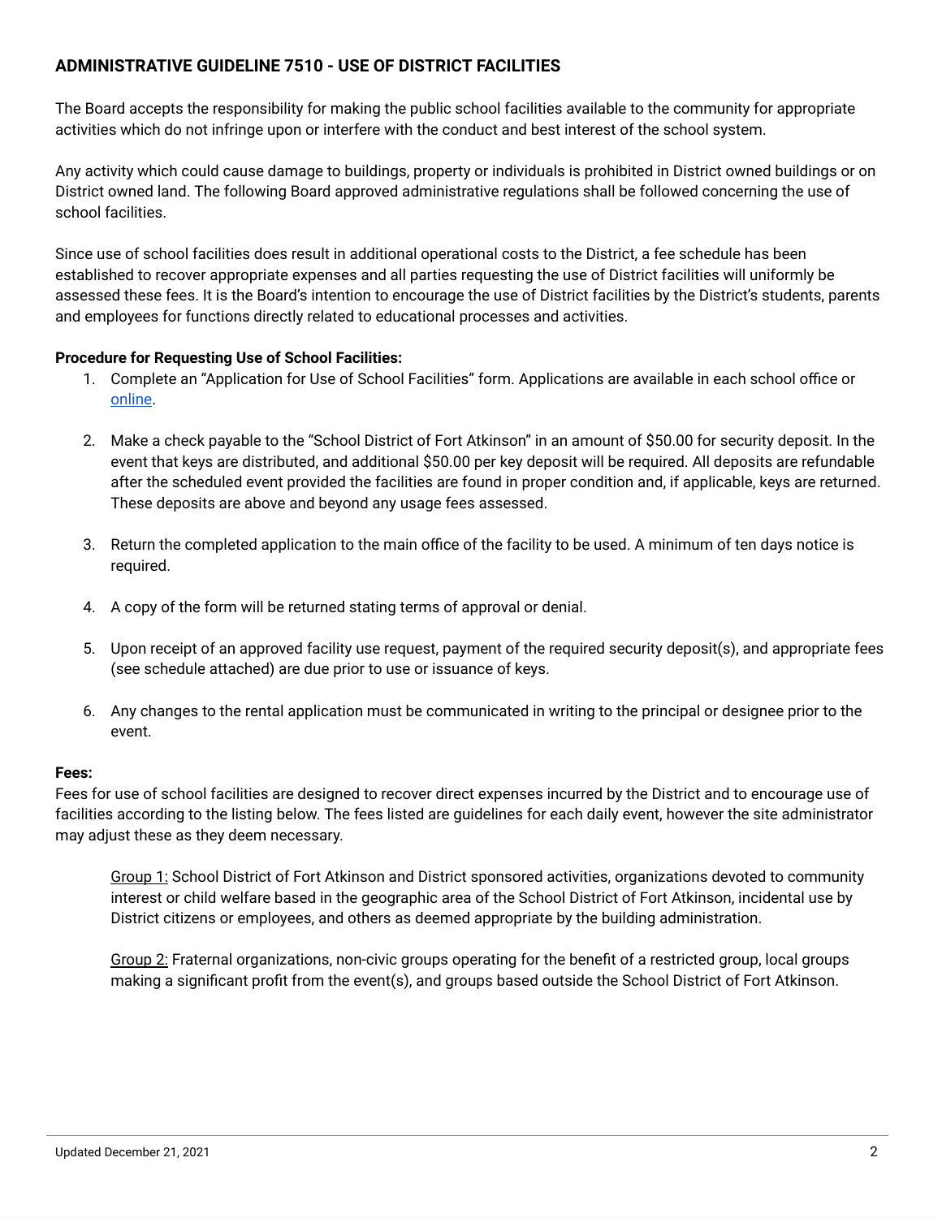**ADMINISTRATIVE GUIDELINE 7510 - USE OF DISTRICT FACILITIES**

The Board accepts the responsibility for making the public school facilities available to the community for appropriate activities which do not infringe upon or interfere with the conduct and best interest of the school system.

Any activity which could cause damage to buildings, property or individuals is prohibited in District owned buildings or on District owned land. The following Board approved administrative regulations shall be followed concerning the use of school facilities.

Since use of school facilities does result in additional operational costs to the District, a fee schedule has been established to recover appropriate expenses and all parties requesting the use of District facilities will uniformly be assessed these fees. It is the Board's intention to encourage the use of District facilities by the District's students, parents and employees for functions directly related to educational processes and activities.

**Procedure for Requesting Use of School Facilities:**

1. Complete an "Application for Use of School Facilities" form. Applications are available in each school office or online.
2. Make a check payable to the "School District of Fort Atkinson" in an amount of $50.00 for security deposit. In the event that keys are distributed, and additional $50.00 per key deposit will be required. All deposits are refundable after the scheduled event provided the facilities are found in proper condition and, if applicable, keys are returned. These deposits are above and beyond any usage fees assessed.
3. Return the completed application to the main office of the facility to be used. A minimum of ten days notice is required.
4. A copy of the form will be returned stating terms of approval or denial.
5. Upon receipt of an approved facility use request, payment of the required security deposit(s), and appropriate fees (see schedule attached) are due prior to use or issuance of keys.
6. Any changes to the rental application must be communicated in writing to the principal or designee prior to the event.

**Fees:**

Fees for use of school facilities are designed to recover direct expenses incurred by the District and to encourage use of facilities according to the listing below. The fees listed are guidelines for each daily event, however the site administrator may adjust these as they deem necessary.

Group 1: School District of Fort Atkinson and District sponsored activities, organizations devoted to community interest or child welfare based in the geographic area of the School District of Fort Atkinson, incidental use by District citizens or employees, and others as deemed appropriate by the building administration.

Group 2: Fraternal organizations, non-civic groups operating for the benefit of a restricted group, local groups making a significant profit from the event(s), and groups based outside the School District of Fort Atkinson.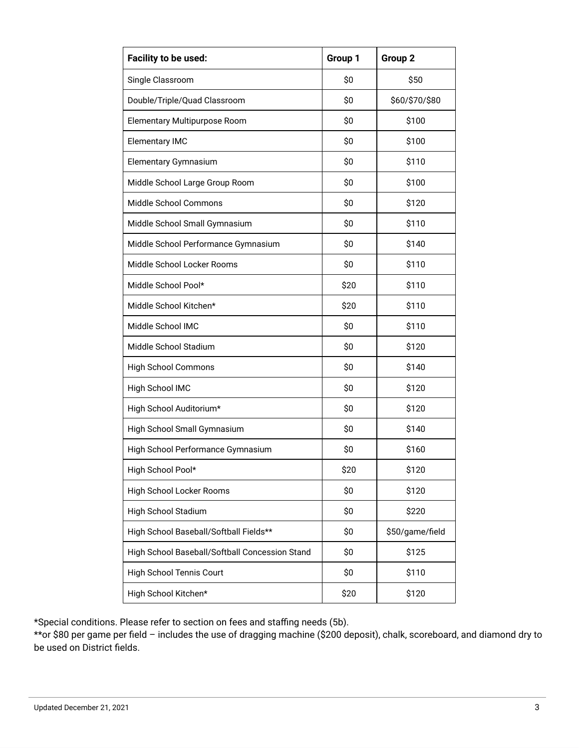| Facility to be used: | Group 1 | Group 2 |
|---|---|---|
| Single Classroom | $0 | $50 |
| Double/Triple/Quad Classroom | $0 | $60/$70/$80 |
| Elementary Multipurpose Room | $0 | $100 |
| Elementary IMC | $0 | $100 |
| Elementary Gymnasium | $0 | $110 |
| Middle School Large Group Room | $0 | $100 |
| Middle School Commons | $0 | $120 |
| Middle School Small Gymnasium | $0 | $110 |
| Middle School Performance Gymnasium | $0 | $140 |
| Middle School Locker Rooms | $0 | $110 |
| Middle School Pool* | $20 | $110 |
| Middle School Kitchen* | $20 | $110 |
| Middle School IMC | $0 | $110 |
| Middle School Stadium | $0 | $120 |
| High School Commons | $0 | $140 |
| High School IMC | $0 | $120 |
| High School Auditorium* | $0 | $120 |
| High School Small Gymnasium | $0 | $140 |
| High School Performance Gymnasium | $0 | $160 |
| High School Pool* | $20 | $120 |
| High School Locker Rooms | $0 | $120 |
| High School Stadium | $0 | $220 |
| High School Baseball/Softball Fields** | $0 | $50/game/field |
| High School Baseball/Softball Concession Stand | $0 | $125 |
| High School Tennis Court | $0 | $110 |
| High School Kitchen* | $20 | $120 |

*Special conditions. Please refer to section on fees and staffing needs (5b).
**or $80 per game per field – includes the use of dragging machine ($200 deposit), chalk, scoreboard, and diamond dry to be used on District fields.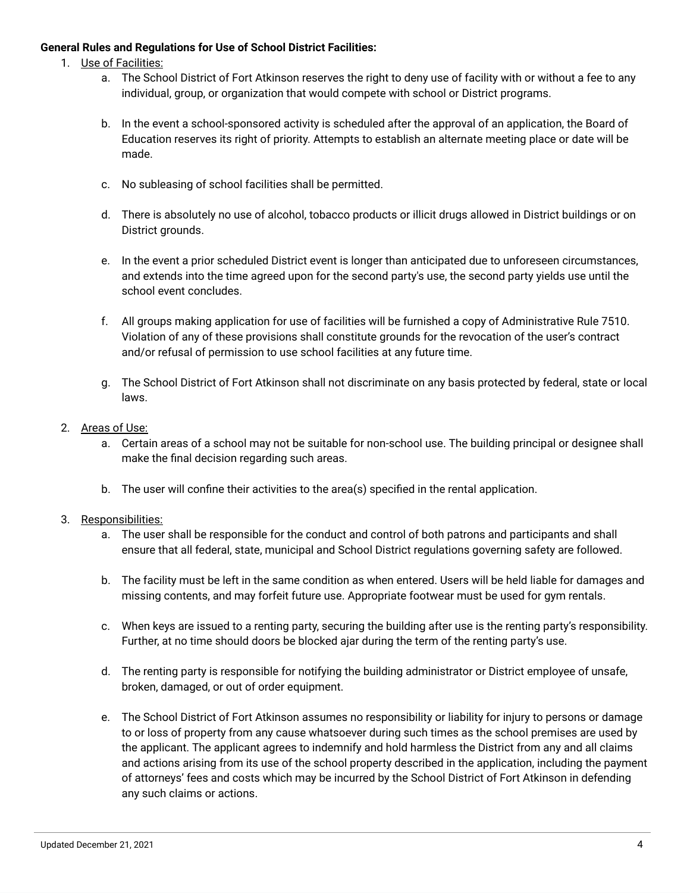**General Rules and Regulations for Use of School District Facilities:**

1. Use of Facilities:
    a. The School District of Fort Atkinson reserves the right to deny use of facility with or without a fee to any individual, group, or organization that would compete with school or District programs.

    b. In the event a school-sponsored activity is scheduled after the approval of an application, the Board of Education reserves its right of priority. Attempts to establish an alternate meeting place or date will be made.

    c. No subleasing of school facilities shall be permitted.

    d. There is absolutely no use of alcohol, tobacco products or illicit drugs allowed in District buildings or on District grounds.

    e. In the event a prior scheduled District event is longer than anticipated due to unforeseen circumstances, and extends into the time agreed upon for the second party's use, the second party yields use until the school event concludes.

    f. All groups making application for use of facilities will be furnished a copy of Administrative Rule 7510. Violation of any of these provisions shall constitute grounds for the revocation of the user's contract and/or refusal of permission to use school facilities at any future time.

    g. The School District of Fort Atkinson shall not discriminate on any basis protected by federal, state or local laws.

2. Areas of Use:
    a. Certain areas of a school may not be suitable for non-school use. The building principal or designee shall make the final decision regarding such areas.

    b. The user will confine their activities to the area(s) specified in the rental application.

3. Responsibilities:
    a. The user shall be responsible for the conduct and control of both patrons and participants and shall ensure that all federal, state, municipal and School District regulations governing safety are followed.

    b. The facility must be left in the same condition as when entered. Users will be held liable for damages and missing contents, and may forfeit future use. Appropriate footwear must be used for gym rentals.

    c. When keys are issued to a renting party, securing the building after use is the renting party's responsibility. Further, at no time should doors be blocked ajar during the term of the renting party's use.

    d. The renting party is responsible for notifying the building administrator or District employee of unsafe, broken, damaged, or out of order equipment.

    e. The School District of Fort Atkinson assumes no responsibility or liability for injury to persons or damage to or loss of property from any cause whatsoever during such times as the school premises are used by the applicant. The applicant agrees to indemnify and hold harmless the District from any and all claims and actions arising from its use of the school property described in the application, including the payment of attorneys' fees and costs which may be incurred by the School District of Fort Atkinson in defending any such claims or actions.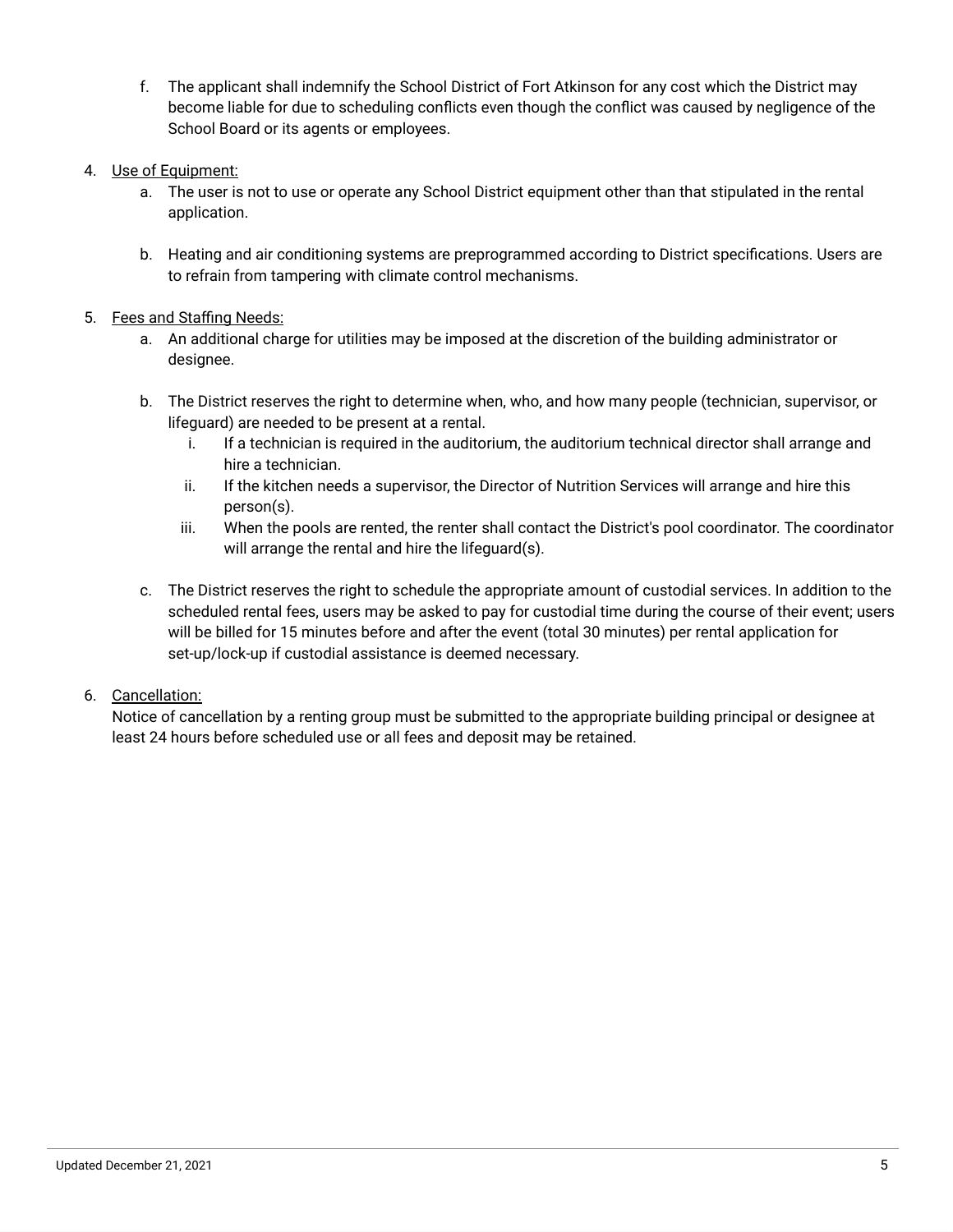f. The applicant shall indemnify the School District of Fort Atkinson for any cost which the District may become liable for due to scheduling conflicts even though the conflict was caused by negligence of the School Board or its agents or employees.

4. Use of Equipment:
   a. The user is not to use or operate any School District equipment other than that stipulated in the rental application.

   b. Heating and air conditioning systems are preprogrammed according to District specifications. Users are to refrain from tampering with climate control mechanisms.

5. Fees and Staffing Needs:
   a. An additional charge for utilities may be imposed at the discretion of the building administrator or designee.

   b. The District reserves the right to determine when, who, and how many people (technician, supervisor, or lifeguard) are needed to be present at a rental.
      i. If a technician is required in the auditorium, the auditorium technical director shall arrange and hire a technician.
      ii. If the kitchen needs a supervisor, the Director of Nutrition Services will arrange and hire this person(s).
      iii. When the pools are rented, the renter shall contact the District's pool coordinator. The coordinator will arrange the rental and hire the lifeguard(s).

   c. The District reserves the right to schedule the appropriate amount of custodial services. In addition to the scheduled rental fees, users may be asked to pay for custodial time during the course of their event; users will be billed for 15 minutes before and after the event (total 30 minutes) per rental application for set-up/lock-up if custodial assistance is deemed necessary.

6. Cancellation:
   Notice of cancellation by a renting group must be submitted to the appropriate building principal or designee at least 24 hours before scheduled use or all fees and deposit may be retained.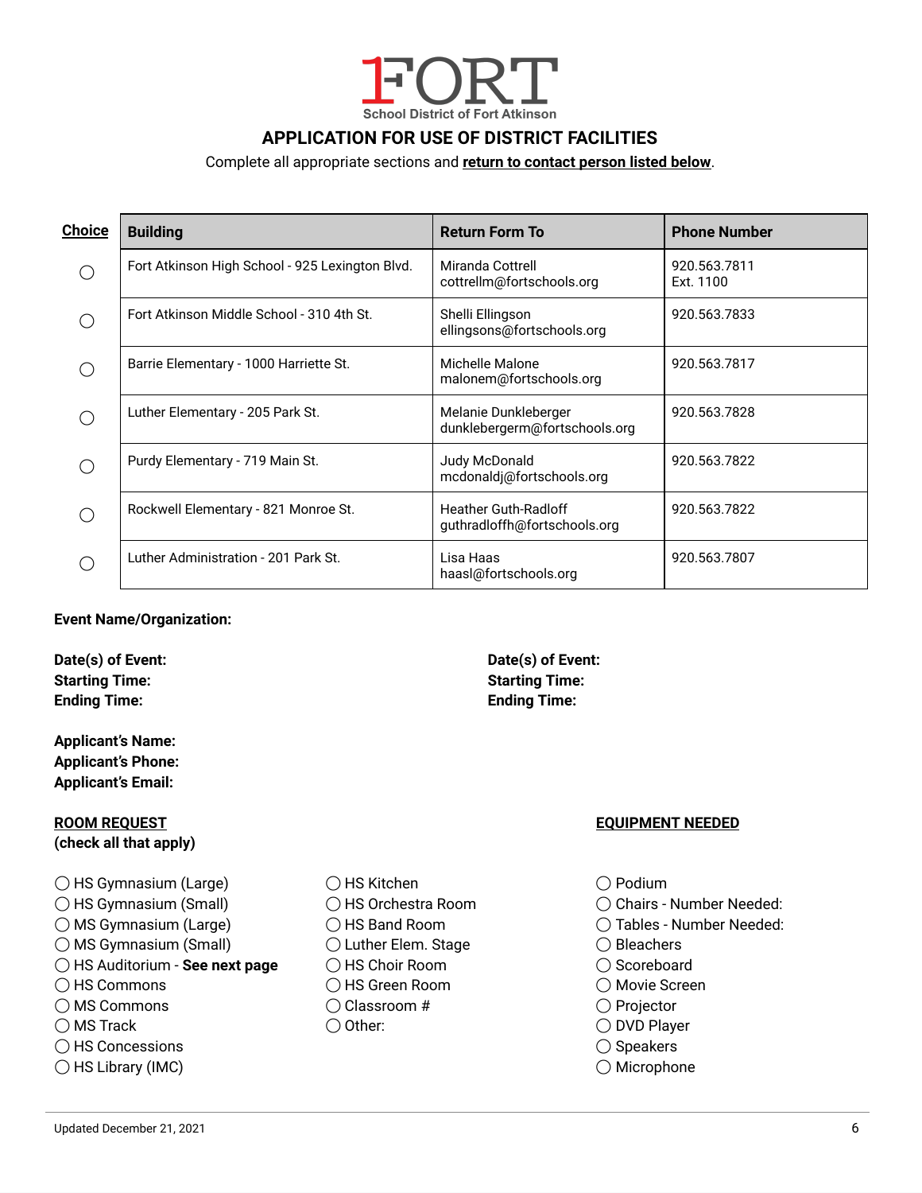FORT
School District of Fort Atkinson

# APPLICATION FOR USE OF DISTRICT FACILITIES

Complete all appropriate sections and **return to contact person listed below**.

| Choice | Building | Return Form To | Phone Number |
|---|---|---|---|
| ◯ | Fort Atkinson High School - 925 Lexington Blvd. | Miranda Cottrell<br>cottrellm@fortschools.org | 920.563.7811<br>Ext. 1100 |
| ◯ | Fort Atkinson Middle School - 310 4th St. | Shelli Ellingson<br>ellingsons@fortschools.org | 920.563.7833 |
| ◯ | Barrie Elementary - 1000 Harriette St. | Michelle Malone<br>malonem@fortschools.org | 920.563.7817 |
| ◯ | Luther Elementary - 205 Park St. | Melanie Dunkleberger<br>dunklebergerm@fortschools.org | 920.563.7828 |
| ◯ | Purdy Elementary - 719 Main St. | Judy McDonald<br>mcdonaldj@fortschools.org | 920.563.7822 |
| ◯ | Rockwell Elementary - 821 Monroe St. | Heather Guth-Radloff<br>guthradloffh@fortschools.org | 920.563.7822 |
| ◯ | Luther Administration - 201 Park St. | Lisa Haas<br>haasl@fortschools.org | 920.563.7807 |

**Event Name/Organization:**

**Date(s) of Event:**
**Starting Time:**
**Ending Time:**

**Date(s) of Event:**
**Starting Time:**
**Ending Time:**

**Applicant's Name:**
**Applicant's Phone:**
**Applicant's Email:**

**ROOM REQUEST**
**(check all that apply)**

- ◯ HS Gymnasium (Large)
- ◯ HS Gymnasium (Small)
- ◯ MS Gymnasium (Large)
- ◯ MS Gymnasium (Small)
- ◯ HS Auditorium - **See next page**
- ◯ HS Commons
- ◯ MS Commons
- ◯ MS Track
- ◯ HS Concessions
- ◯ HS Library (IMC)
- ◯ HS Kitchen
- ◯ HS Orchestra Room
- ◯ HS Band Room
- ◯ Luther Elem. Stage
- ◯ HS Choir Room
- ◯ HS Green Room
- ◯ Classroom #
- ◯ Other:

**EQUIPMENT NEEDED**

- ◯ Podium
- ◯ Chairs - Number Needed:
- ◯ Tables - Number Needed:
- ◯ Bleachers
- ◯ Scoreboard
- ◯ Movie Screen
- ◯ Projector
- ◯ DVD Player
- ◯ Speakers
- ◯ Microphone

Updated December 21, 2021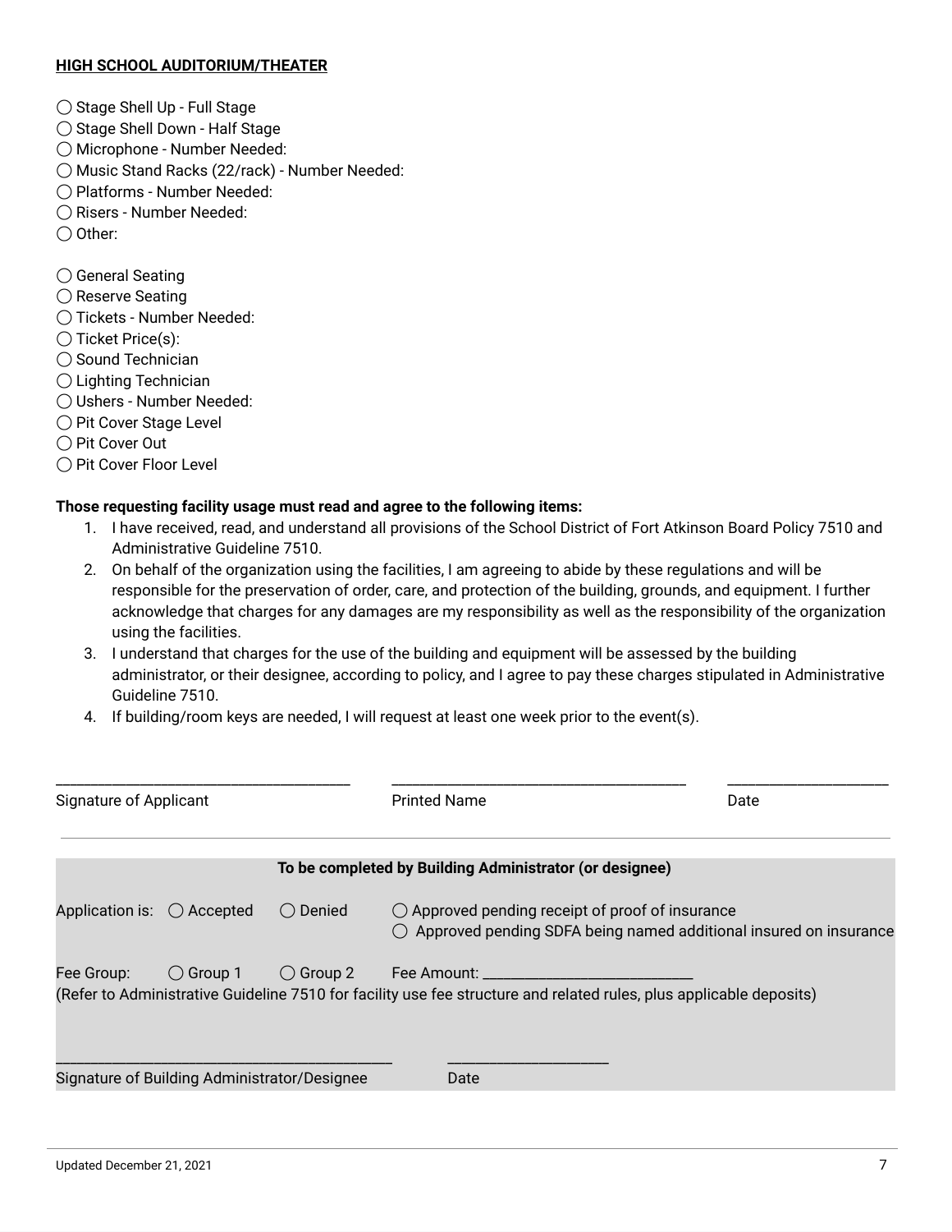**HIGH SCHOOL AUDITORIUM/THEATER**

- ◯ Stage Shell Up - Full Stage
- ◯ Stage Shell Down - Half Stage
- ◯ Microphone - Number Needed:
- ◯ Music Stand Racks (22/rack) - Number Needed:
- ◯ Platforms - Number Needed:
- ◯ Risers - Number Needed:
- ◯ Other:

- ◯ General Seating
- ◯ Reserve Seating
- ◯ Tickets - Number Needed:
- ◯ Ticket Price(s):
- ◯ Sound Technician
- ◯ Lighting Technician
- ◯ Ushers - Number Needed:
- ◯ Pit Cover Stage Level
- ◯ Pit Cover Out
- ◯ Pit Cover Floor Level

**Those requesting facility usage must read and agree to the following items:**

1. I have received, read, and understand all provisions of the School District of Fort Atkinson Board Policy 7510 and Administrative Guideline 7510.
2. On behalf of the organization using the facilities, I am agreeing to abide by these regulations and will be responsible for the preservation of order, care, and protection of the building, grounds, and equipment. I further acknowledge that charges for any damages are my responsibility as well as the responsibility of the organization using the facilities.
3. I understand that charges for the use of the building and equipment will be assessed by the building administrator, or their designee, according to policy, and I agree to pay these charges stipulated in Administrative Guideline 7510.
4. If building/room keys are needed, I will request at least one week prior to the event(s).

_______________________________________ _______________________________________ _____________________

Signature of Applicant Printed Name Date

---

**To be completed by Building Administrator (or designee)**

Application is: ◯ Accepted ◯ Denied ◯ Approved pending receipt of proof of insurance
◯ Approved pending SDFA being named additional insured on insurance

Fee Group: ◯ Group 1 ◯ Group 2 Fee Amount: ___________________________

(Refer to Administrative Guideline 7510 for facility use fee structure and related rules, plus applicable deposits)

_____________________________________________ _____________________

Signature of Building Administrator/Designee Date

Updated December 21, 2021